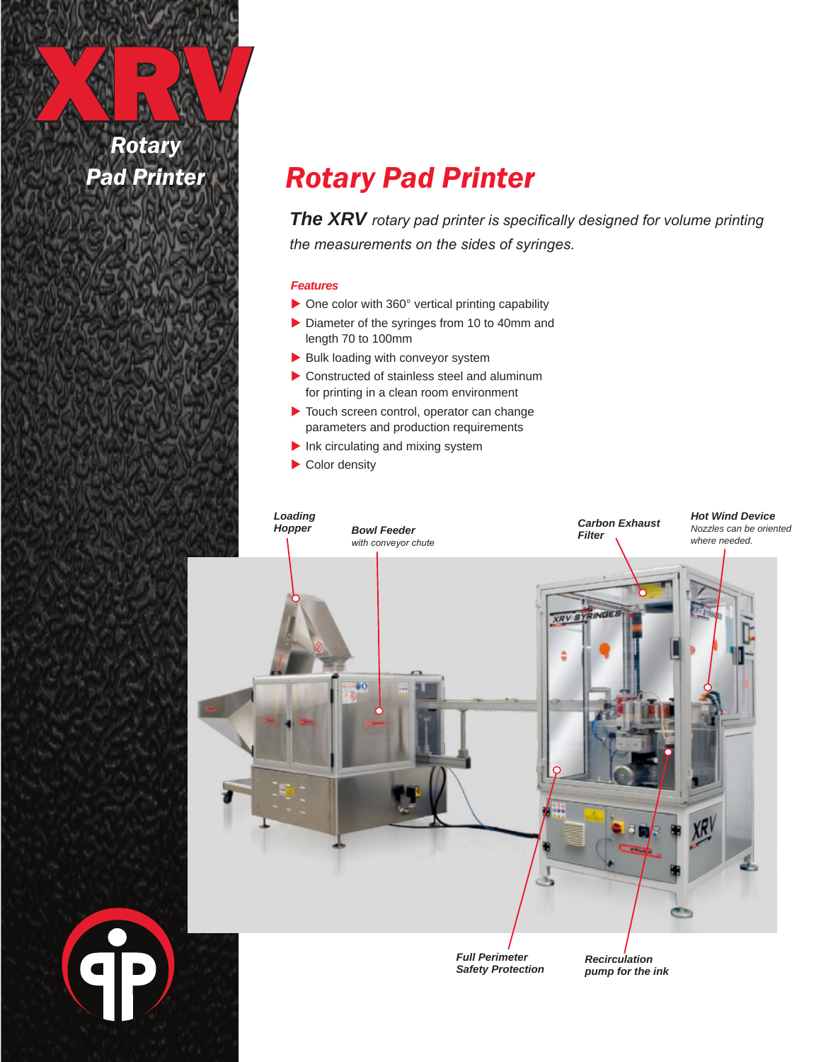# XRV

**Rotary Pad Printer**

## Rotary Pad Printer

***The XRV*** *rotary pad printer is specifically designed for volume printing the measurements on the sides of syringes.*

### Features

- One color with 360° vertical printing capability
- Diameter of the syringes from 10 to 40mm and length 70 to 100mm
- Bulk loading with conveyor system
- Constructed of stainless steel and aluminum for printing in a clean room environment
- Touch screen control, operator can change parameters and production requirements
- Ink circulating and mixing system
- Color density

***Loading Hopper***

***Bowl Feeder*** *with conveyor chute*

***Carbon Exhaust Filter***

***Hot Wind Device*** *Nozzles can be oriented where needed.*

***Full Perimeter Safety Protection***

***Recirculation pump for the ink***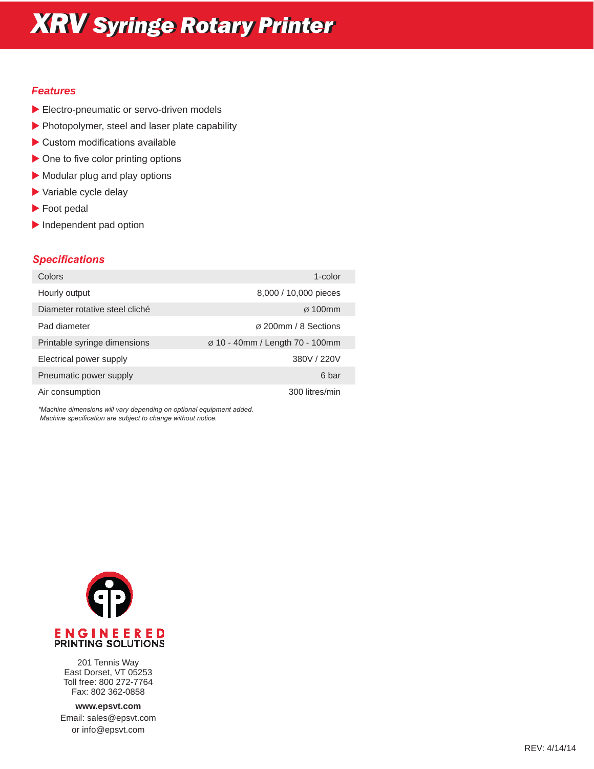# XRV Syringe Rotary Printer

## Features

- Electro-pneumatic or servo-driven models
- Photopolymer, steel and laser plate capability
- Custom modifications available
- One to five color printing options
- Modular plug and play options
- Variable cycle delay
- Foot pedal
- Independent pad option

## Specifications

| | |
|---|---|
| Colors | 1-color |
| Hourly output | 8,000 / 10,000 pieces |
| Diameter rotative steel cliché | ø 100mm |
| Pad diameter | ø 200mm / 8 Sections |
| Printable syringe dimensions | ø 10 - 40mm / Length 70 - 100mm |
| Electrical power supply | 380V / 220V |
| Pneumatic power supply | 6 bar |
| Air consumption | 300 litres/min |

*\*Machine dimensions will vary depending on optional equipment added.*
*Machine specification are subject to change without notice.*

ENGINEERED
PRINTING SOLUTIONS

201 Tennis Way
East Dorset, VT 05253
Toll free: 800 272-7764
Fax: 802 362-0858

**www.epsvt.com**
Email: sales@epsvt.com
or info@epsvt.com

REV: 4/14/14